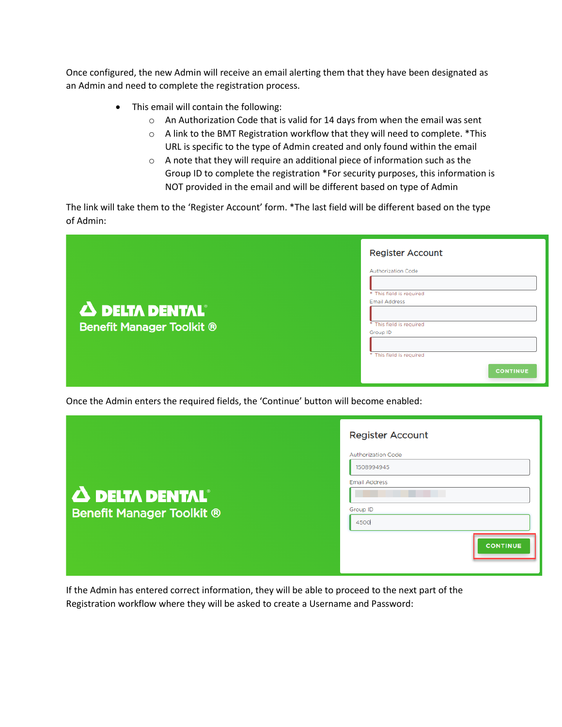Once configured, the new Admin will receive an email alerting them that they have been designated as an Admin and need to complete the registration process.

- This email will contain the following:
  - An Authorization Code that is valid for 14 days from when the email was sent
  - A link to the BMT Registration workflow that they will need to complete. *This URL is specific to the type of Admin created and only found within the email
  - A note that they will require an additional piece of information such as the Group ID to complete the registration *For security purposes, this information is NOT provided in the email and will be different based on type of Admin

The link will take them to the 'Register Account' form. *The last field will be different based on the type of Admin:

Once the Admin enters the required fields, the 'Continue' button will become enabled:

If the Admin has entered correct information, they will be able to proceed to the next part of the Registration workflow where they will be asked to create a Username and Password: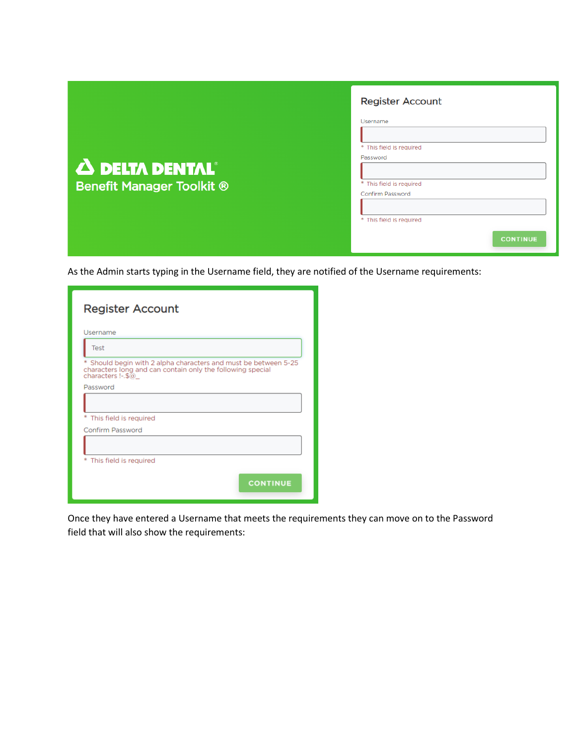DELTA DENTAL®
Benefit Manager Toolkit ®

Register Account

Username

* This field is required

Password

* This field is required

Confirm Password

* This field is required

CONTINUE

As the Admin starts typing in the Username field, they are notified of the Username requirements:

Register Account

Username

Test

* Should begin with 2 alpha characters and must be between 5-25 characters long and can contain only the following special characters !-.$@_

Password

* This field is required

Confirm Password

* This field is required

CONTINUE

Once they have entered a Username that meets the requirements they can move on to the Password field that will also show the requirements: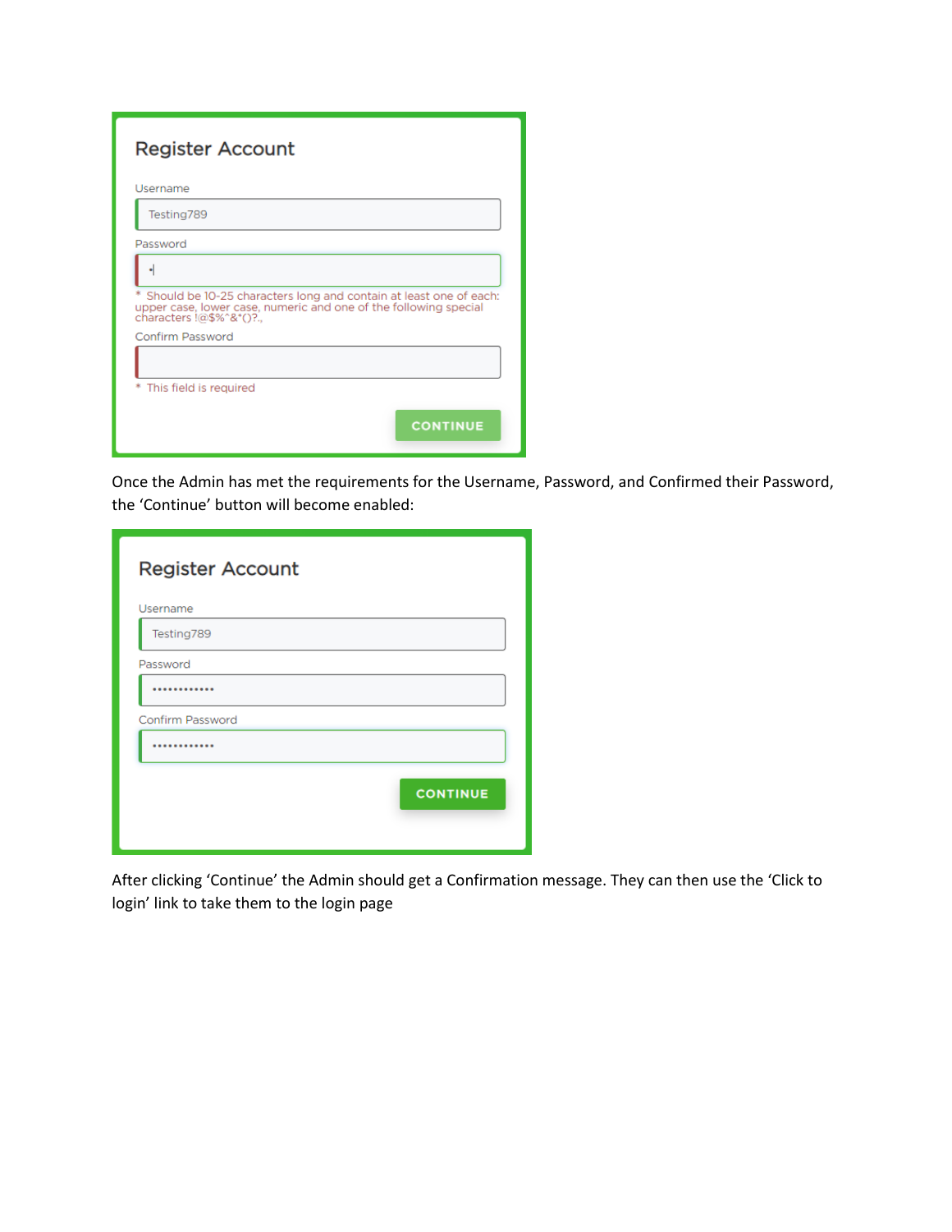Register Account

Username

Testing789

Password

* Should be 10-25 characters long and contain at least one of each: upper case, lower case, numeric and one of the following special characters !@$%^&*()?.,

Confirm Password

* This field is required

CONTINUE

Once the Admin has met the requirements for the Username, Password, and Confirmed their Password, the 'Continue' button will become enabled:

Register Account

Username

Testing789

Password

••••••••••••

Confirm Password

••••••••••••

CONTINUE

After clicking 'Continue' the Admin should get a Confirmation message. They can then use the 'Click to login' link to take them to the login page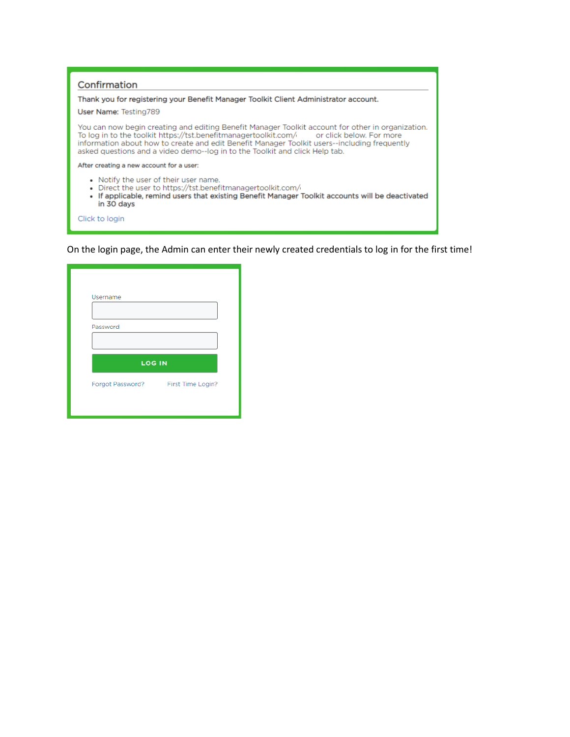## Confirmation

**Thank you for registering your Benefit Manager Toolkit Client Administrator account.**

**User Name:** Testing789

You can now begin creating and editing Benefit Manager Toolkit account for other in organization. To log in to the toolkit https://tst.benefitmanagertoolkit.com/ or click below. For more information about how to create and edit Benefit Manager Toolkit users--including frequently asked questions and a video demo--log in to the Toolkit and click Help tab.

**After creating a new account for a user:**

- Notify the user of their user name.
- Direct the user to https://tst.benefitmanagertoolkit.com/
- **If applicable, remind users that existing Benefit Manager Toolkit accounts will be deactivated in 30 days**

Click to login

On the login page, the Admin can enter their newly created credentials to log in for the first time!

Username

Password

LOG IN

Forgot Password? First Time Login?